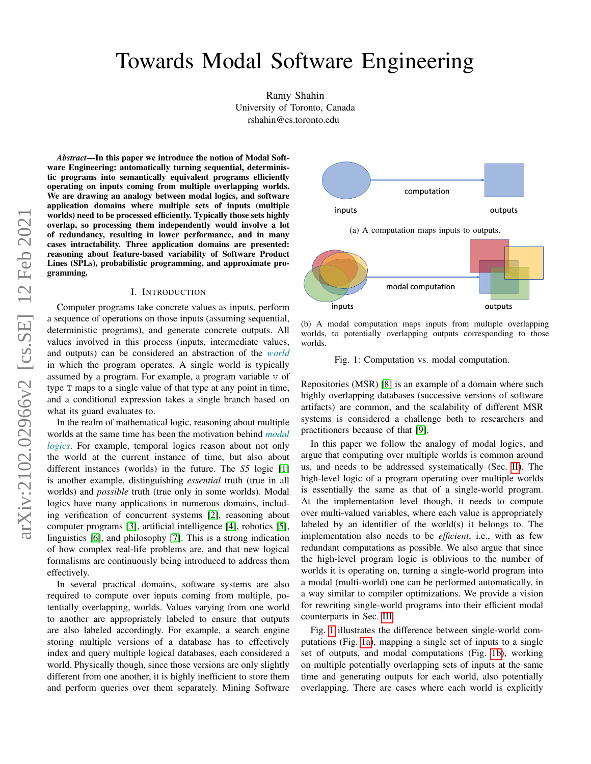# Towards Modal Software Engineering

Ramy Shahin
University of Toronto, Canada
rshahin@cs.toronto.edu

***Abstract*—In this paper we introduce the notion of Modal Software Engineering: automatically turning sequential, deterministic programs into semantically equivalent programs efficiently operating on inputs coming from multiple overlapping worlds. We are drawing an analogy between modal logics, and software application domains where multiple sets of inputs (multiple worlds) need to be processed efficiently. Typically those sets highly overlap, so processing them independently would involve a lot of redundancy, resulting in lower performance, and in many cases intractability. Three application domains are presented: reasoning about feature-based variability of Software Product Lines (SPLs), probabilistic programming, and approximate programming.**

## I. Introduction

Computer programs take concrete values as inputs, perform a sequence of operations on those inputs (assuming sequential, deterministic programs), and generate concrete outputs. All values involved in this process (inputs, intermediate values, and outputs) can be considered an abstraction of the *world* in which the program operates. A single world is typically assumed by a program. For example, a program variable `v` of type `T` maps to a single value of that type at any point in time, and a conditional expression takes a single branch based on what its guard evaluates to.

In the realm of mathematical logic, reasoning about multiple worlds at the same time has been the motivation behind *modal logics*. For example, temporal logics reason about not only the world at the current instance of time, but also about different instances (worlds) in the future. The *S5* logic [1] is another example, distinguishing *essential* truth (true in all worlds) and *possible* truth (true only in some worlds). Modal logics have many applications in numerous domains, including verification of concurrent systems [2], reasoning about computer programs [3], artificial intelligence [4], robotics [5], linguistics [6], and philosophy [7]. This is a strong indication of how complex real-life problems are, and that new logical formalisms are continuously being introduced to address them effectively.

In several practical domains, software systems are also required to compute over inputs coming from multiple, potentially overlapping, worlds. Values varying from one world to another are appropriately labeled to ensure that outputs are also labeled accordingly. For example, a search engine storing multiple versions of a database has to effectively index and query multiple logical databases, each considered a world. Physically though, since those versions are only slightly different from one another, it is highly inefficient to store them and perform queries over them separately. Mining Software Repositories (MSR) [8] is an example of a domain where such highly overlapping databases (successive versions of software artifacts) are common, and the scalability of different MSR systems is considered a challenge both to researchers and practitioners because of that [9].

(a) A computation maps inputs to outputs.

(b) A modal computation maps inputs from multiple overlapping worlds, to potentially overlapping outputs corresponding to those worlds.

Fig. 1: Computation vs. modal computation.

In this paper we follow the analogy of modal logics, and argue that computing over multiple worlds is common around us, and needs to be addressed systematically (Sec. II). The high-level logic of a program operating over multiple worlds is essentially the same as that of a single-world program. At the implementation level though, it needs to compute over multi-valued variables, where each value is appropriately labeled by an identifier of the world(s) it belongs to. The implementation also needs to be *efficient*, i.e., with as few redundant computations as possible. We also argue that since the high-level program logic is oblivious to the number of worlds it is operating on, turning a single-world program into a modal (multi-world) one can be performed automatically, in a way similar to compiler optimizations. We provide a vision for rewriting single-world programs into their efficient modal counterparts in Sec. III.

Fig. 1 illustrates the difference between single-world computations (Fig. 1a), mapping a single set of inputs to a single set of outputs, and modal computations (Fig. 1b), working on multiple potentially overlapping sets of inputs at the same time and generating outputs for each world, also potentially overlapping. There are cases where each world is explicitly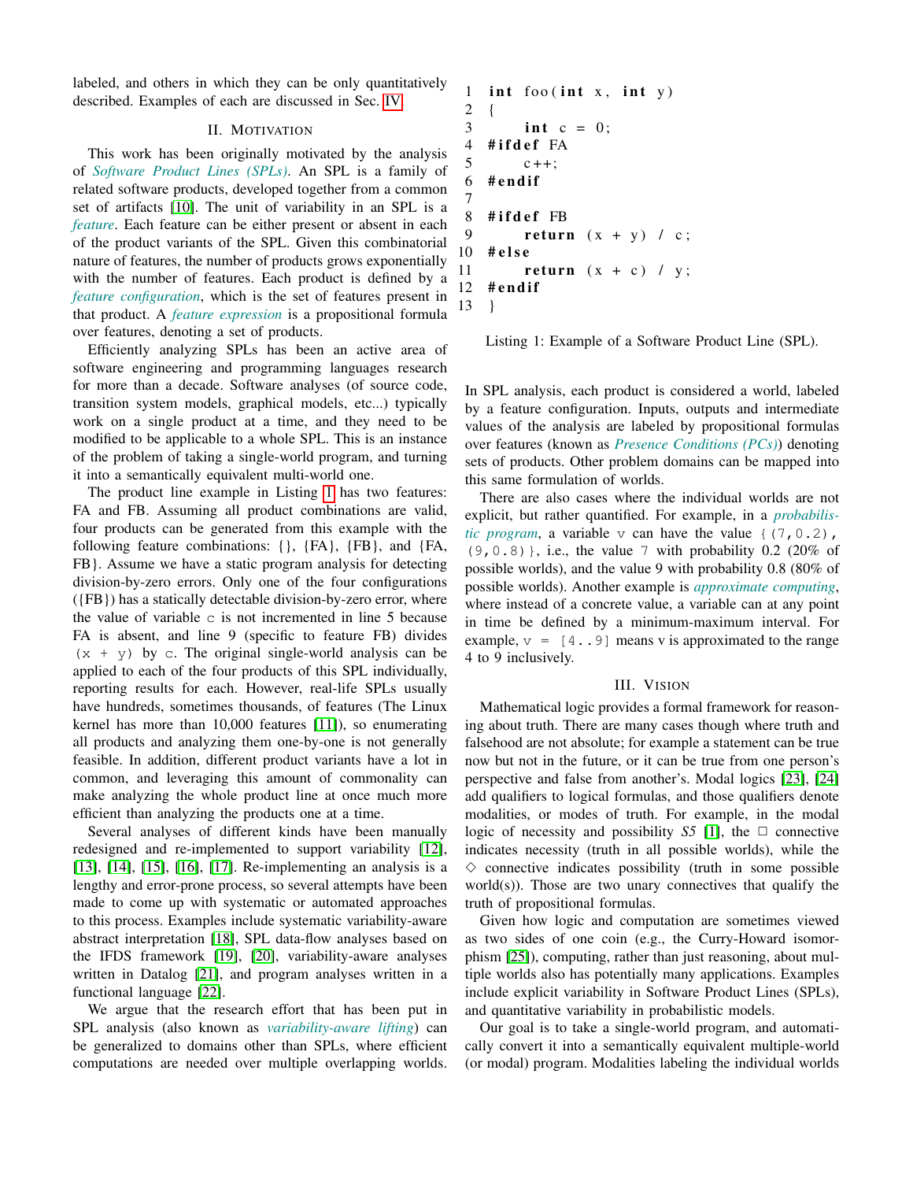labeled, and others in which they can be only quantitatively described. Examples of each are discussed in Sec. IV.

## II. Motivation

This work has been originally motivated by the analysis of *Software Product Lines (SPLs)*. An SPL is a family of related software products, developed together from a common set of artifacts [10]. The unit of variability in an SPL is a *feature*. Each feature can be either present or absent in each of the product variants of the SPL. Given this combinatorial nature of features, the number of products grows exponentially with the number of features. Each product is defined by a *feature configuration*, which is the set of features present in that product. A *feature expression* is a propositional formula over features, denoting a set of products.

Efficiently analyzing SPLs has been an active area of software engineering and programming languages research for more than a decade. Software analyses (of source code, transition system models, graphical models, etc...) typically work on a single product at a time, and they need to be modified to be applicable to a whole SPL. This is an instance of the problem of taking a single-world program, and turning it into a semantically equivalent multi-world one.

The product line example in Listing 1 has two features: FA and FB. Assuming all product combinations are valid, four products can be generated from this example with the following feature combinations: {}, {FA}, {FB}, and {FA, FB}. Assume we have a static program analysis for detecting division-by-zero errors. Only one of the four configurations ({FB}) has a statically detectable division-by-zero error, where the value of variable `c` is not incremented in line 5 because FA is absent, and line 9 (specific to feature FB) divides `(x + y)` by `c`. The original single-world analysis can be applied to each of the four products of this SPL individually, reporting results for each. However, real-life SPLs usually have hundreds, sometimes thousands, of features (The Linux kernel has more than 10,000 features [11]), so enumerating all products and analyzing them one-by-one is not generally feasible. In addition, different product variants have a lot in common, and leveraging this amount of commonality can make analyzing the whole product line at once much more efficient than analyzing the products one at a time.

Several analyses of different kinds have been manually redesigned and re-implemented to support variability [12], [13], [14], [15], [16], [17]. Re-implementing an analysis is a lengthy and error-prone process, so several attempts have been made to come up with systematic or automated approaches to this process. Examples include systematic variability-aware abstract interpretation [18], SPL data-flow analyses based on the IFDS framework [19], [20], variability-aware analyses written in Datalog [21], and program analyses written in a functional language [22].

We argue that the research effort that has been put in SPL analysis (also known as *variability-aware lifting*) can be generalized to domains other than SPLs, where efficient computations are needed over multiple overlapping worlds.

```
1  int foo(int x, int y)
2  {
3      int c = 0;
4  #ifdef FA
5      c++;
6  #endif
7
8  #ifdef FB
9      return (x + y) / c;
10 #else
11     return (x + c) / y;
12 #endif
13 }
```

Listing 1: Example of a Software Product Line (SPL).

In SPL analysis, each product is considered a world, labeled by a feature configuration. Inputs, outputs and intermediate values of the analysis are labeled by propositional formulas over features (known as *Presence Conditions (PCs)*) denoting sets of products. Other problem domains can be mapped into this same formulation of worlds.

There are also cases where the individual worlds are not explicit, but rather quantified. For example, in a *probabilistic program*, a variable `v` can have the value `{(7,0.2), (9,0.8)}`, i.e., the value `7` with probability 0.2 (20% of possible worlds), and the value 9 with probability 0.8 (80% of possible worlds). Another example is *approximate computing*, where instead of a concrete value, a variable can at any point in time be defined by a minimum-maximum interval. For example, `v = [4..9]` means v is approximated to the range 4 to 9 inclusively.

## III. Vision

Mathematical logic provides a formal framework for reasoning about truth. There are many cases though where truth and falsehood are not absolute; for example a statement can be true now but not in the future, or it can be true from one person's perspective and false from another's. Modal logics [23], [24] add qualifiers to logical formulas, and those qualifiers denote modalities, or modes of truth. For example, in the modal logic of necessity and possibility *S5* [1], the $\Box$ connective indicates necessity (truth in all possible worlds), while the $\Diamond$ connective indicates possibility (truth in some possible world(s)). Those are two unary connectives that qualify the truth of propositional formulas.

Given how logic and computation are sometimes viewed as two sides of one coin (e.g., the Curry-Howard isomorphism [25]), computing, rather than just reasoning, about multiple worlds also has potentially many applications. Examples include explicit variability in Software Product Lines (SPLs), and quantitative variability in probabilistic models.

Our goal is to take a single-world program, and automatically convert it into a semantically equivalent multiple-world (or modal) program. Modalities labeling the individual worlds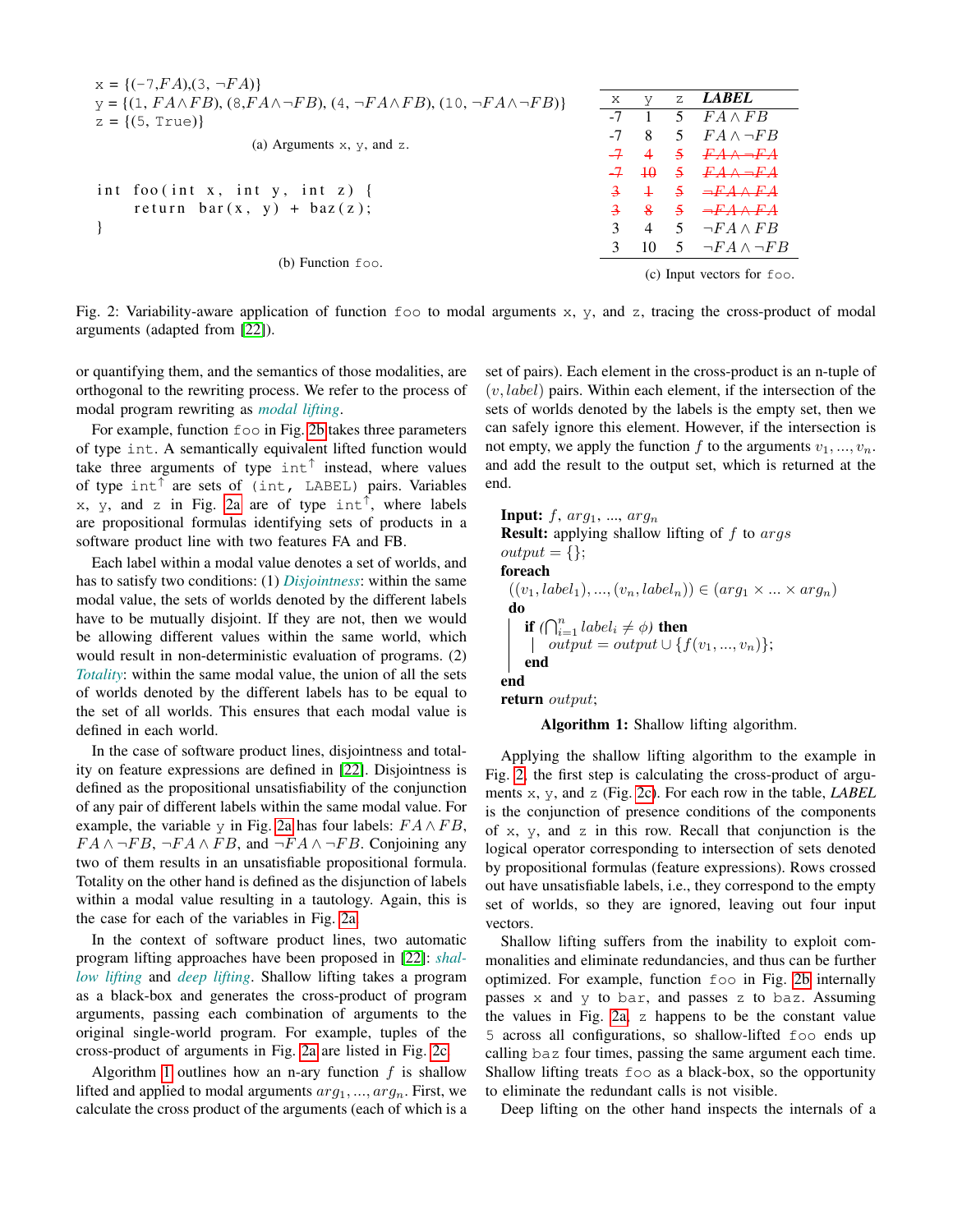```
x = {(-7,FA),(3, ¬FA)}
y = {(1, FA∧FB), (8,FA∧¬FB), (4, ¬FA∧FB), (10, ¬FA∧¬FB)}
z = {(5, True)}
```

(a) Arguments x, y, and z.

```
int foo(int x, int y, int z) {
    return bar(x, y) + baz(z);
}
```

(b) Function foo.

| x | y | z | *LABEL* |
|---|---|---|---|
| -7 | 1 | 5 | $FA \wedge FB$ |
| -7 | 8 | 5 | $FA \wedge \neg FB$ |
| ~~-7~~ | ~~4~~ | ~~5~~ | ~~$FA \wedge \neg FA$~~ |
| ~~-7~~ | ~~10~~ | ~~5~~ | ~~$FA \wedge \neg FA$~~ |
| ~~3~~ | ~~1~~ | ~~5~~ | ~~$\neg FA \wedge FA$~~ |
| ~~3~~ | ~~8~~ | ~~5~~ | ~~$\neg FA \wedge FA$~~ |
| 3 | 4 | 5 | $\neg FA \wedge FB$ |
| 3 | 10 | 5 | $\neg FA \wedge \neg FB$ |

(c) Input vectors for foo.

Fig. 2: Variability-aware application of function foo to modal arguments x, y, and z, tracing the cross-product of modal arguments (adapted from [22]).

or quantifying them, and the semantics of those modalities, are orthogonal to the rewriting process. We refer to the process of modal program rewriting as *modal lifting*.

For example, function foo in Fig. 2b takes three parameters of type int. A semantically equivalent lifted function would take three arguments of type $\text{int}^{\uparrow}$ instead, where values of type $\text{int}^{\uparrow}$ are sets of (int, LABEL) pairs. Variables x, y, and z in Fig. 2a are of type $\text{int}^{\uparrow}$, where labels are propositional formulas identifying sets of products in a software product line with two features FA and FB.

Each label within a modal value denotes a set of worlds, and has to satisfy two conditions: (1) *Disjointness*: within the same modal value, the sets of worlds denoted by the different labels have to be mutually disjoint. If they are not, then we would be allowing different values within the same world, which would result in non-deterministic evaluation of programs. (2) *Totality*: within the same modal value, the union of all the sets of worlds denoted by the different labels has to be equal to the set of all worlds. This ensures that each modal value is defined in each world.

In the case of software product lines, disjointness and totality on feature expressions are defined in [22]. Disjointness is defined as the propositional unsatisfiability of the conjunction of any pair of different labels within the same modal value. For example, the variable y in Fig. 2a has four labels: $FA \wedge FB$, $FA \wedge \neg FB$, $\neg FA \wedge FB$, and $\neg FA \wedge \neg FB$. Conjoining any two of them results in an unsatisfiable propositional formula. Totality on the other hand is defined as the disjunction of labels within a modal value resulting in a tautology. Again, this is the case for each of the variables in Fig. 2a.

In the context of software product lines, two automatic program lifting approaches have been proposed in [22]: *shallow lifting* and *deep lifting*. Shallow lifting takes a program as a black-box and generates the cross-product of program arguments, passing each combination of arguments to the original single-world program. For example, tuples of the cross-product of arguments in Fig. 2a are listed in Fig. 2c.

Algorithm 1 outlines how an n-ary function $f$ is shallow lifted and applied to modal arguments $arg_1, ..., arg_n$. First, we calculate the cross product of the arguments (each of which is a set of pairs). Each element in the cross-product is an n-tuple of $(v, label)$ pairs. Within each element, if the intersection of the sets of worlds denoted by the labels is the empty set, then we can safely ignore this element. However, if the intersection is not empty, we apply the function $f$ to the arguments $v_1, ..., v_n$. and add the result to the output set, which is returned at the end.

> **Input:** $f$, $arg_1$, ..., $arg_n$
> **Result:** applying shallow lifting of $f$ to $args$
> $output = \{\}$;
> **foreach** $((v_1, label_1), ..., (v_n, label_n)) \in (arg_1 \times ... \times arg_n)$ **do**
> &nbsp;&nbsp;&nbsp;&nbsp;**if** $(\bigcap_{i=1}^{n} label_i \neq \phi)$ **then**
> &nbsp;&nbsp;&nbsp;&nbsp;&nbsp;&nbsp;&nbsp;&nbsp;$output = output \cup \{f(v_1, ..., v_n)\}$;
> &nbsp;&nbsp;&nbsp;&nbsp;**end**
> **end**
> **return** $output$;

**Algorithm 1:** Shallow lifting algorithm.

Applying the shallow lifting algorithm to the example in Fig. 2, the first step is calculating the cross-product of arguments x, y, and z (Fig. 2c). For each row in the table, *LABEL* is the conjunction of presence conditions of the components of x, y, and z in this row. Recall that conjunction is the logical operator corresponding to intersection of sets denoted by propositional formulas (feature expressions). Rows crossed out have unsatisfiable labels, i.e., they correspond to the empty set of worlds, so they are ignored, leaving out four input vectors.

Shallow lifting suffers from the inability to exploit commonalities and eliminate redundancies, and thus can be further optimized. For example, function foo in Fig. 2b internally passes x and y to bar, and passes z to baz. Assuming the values in Fig. 2a, z happens to be the constant value 5 across all configurations, so shallow-lifted foo ends up calling baz four times, passing the same argument each time. Shallow lifting treats foo as a black-box, so the opportunity to eliminate the redundant calls is not visible.

Deep lifting on the other hand inspects the internals of a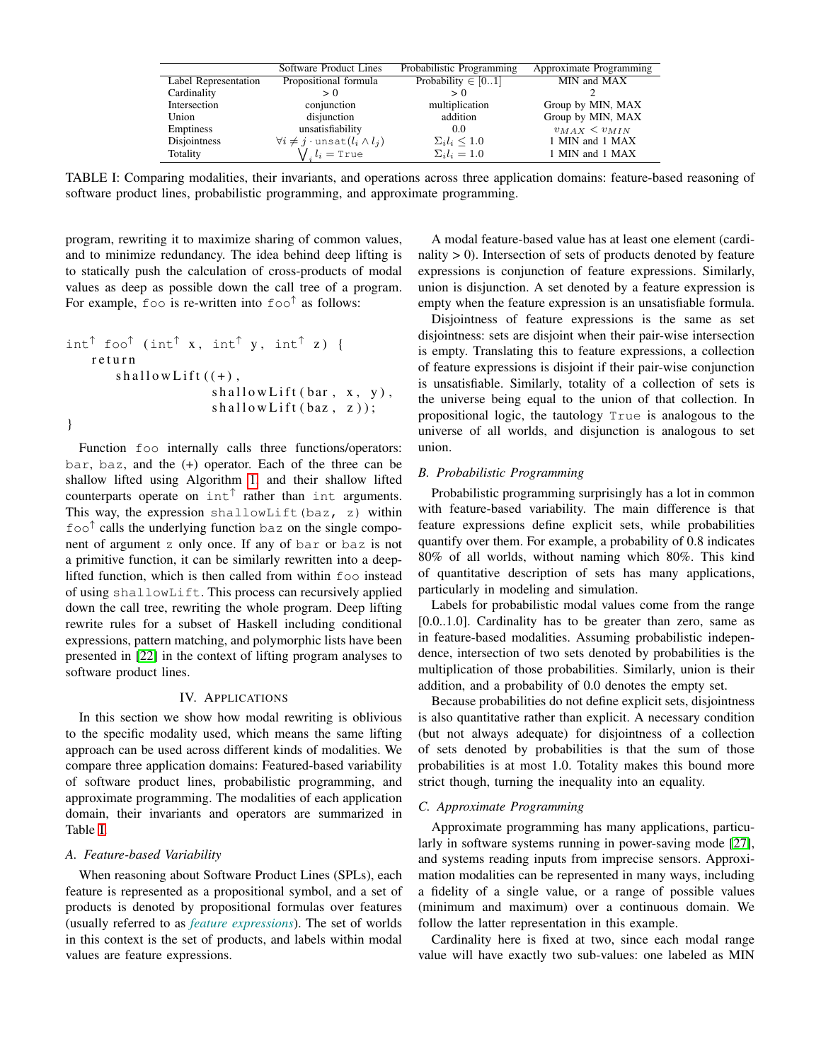|  | Software Product Lines | Probabilistic Programming | Approximate Programming |
|---|---|---|---|
| Label Representation | Propositional formula | Probability $\in [0..1]$ | MIN and MAX |
| Cardinality | > 0 | > 0 | 2 |
| Intersection | conjunction | multiplication | Group by MIN, MAX |
| Union | disjunction | addition | Group by MIN, MAX |
| Emptiness | unsatisfiability | 0.0 | $v_{MAX} < v_{MIN}$ |
| Disjointness | $\forall i \neq j \cdot \mathtt{unsat}(l_i \wedge l_j)$ | $\Sigma_i l_i \leq 1.0$ | 1 MIN and 1 MAX |
| Totality | $\bigvee_i l_i = \mathtt{True}$ | $\Sigma_i l_i = 1.0$ | 1 MIN and 1 MAX |

TABLE I: Comparing modalities, their invariants, and operations across three application domains: feature-based reasoning of software product lines, probabilistic programming, and approximate programming.

program, rewriting it to maximize sharing of common values, and to minimize redundancy. The idea behind deep lifting is to statically push the calculation of cross-products of modal values as deep as possible down the call tree of a program. For example, `foo` is re-written into `foo`$^\uparrow$ as follows:

```
int↑ foo↑ (int↑ x, int↑ y, int↑ z) {
    return
        shallowLift((+),
                    shallowLift(bar, x, y),
                    shallowLift(baz, z));
}
```

Function `foo` internally calls three functions/operators: `bar`, `baz`, and the (+) operator. Each of the three can be shallow lifted using Algorithm 1, and their shallow lifted counterparts operate on `int`$^\uparrow$ rather than `int` arguments. This way, the expression `shallowLift(baz, z)` within `foo`$^\uparrow$ calls the underlying function `baz` on the single component of argument `z` only once. If any of `bar` or `baz` is not a primitive function, it can be similarly rewritten into a deep-lifted function, which is then called from within `foo` instead of using `shallowLift`. This process can recursively applied down the call tree, rewriting the whole program. Deep lifting rewrite rules for a subset of Haskell including conditional expressions, pattern matching, and polymorphic lists have been presented in [22] in the context of lifting program analyses to software product lines.

## IV. Applications

In this section we show how modal rewriting is oblivious to the specific modality used, which means the same lifting approach can be used across different kinds of modalities. We compare three application domains: Featured-based variability of software product lines, probabilistic programming, and approximate programming. The modalities of each application domain, their invariants and operators are summarized in Table I.

### A. Feature-based Variability

When reasoning about Software Product Lines (SPLs), each feature is represented as a propositional symbol, and a set of products is denoted by propositional formulas over features (usually referred to as *feature expressions*). The set of worlds in this context is the set of products, and labels within modal values are feature expressions.

A modal feature-based value has at least one element (cardinality > 0). Intersection of sets of products denoted by feature expressions is conjunction of feature expressions. Similarly, union is disjunction. A set denoted by a feature expression is empty when the feature expression is an unsatisfiable formula.

Disjointness of feature expressions is the same as set disjointness: sets are disjoint when their pair-wise intersection is empty. Translating this to feature expressions, a collection of feature expressions is disjoint if their pair-wise conjunction is unsatisfiable. Similarly, totality of a collection of sets is the universe being equal to the union of that collection. In propositional logic, the tautology `True` is analogous to the universe of all worlds, and disjunction is analogous to set union.

### B. Probabilistic Programming

Probabilistic programming surprisingly has a lot in common with feature-based variability. The main difference is that feature expressions define explicit sets, while probabilities quantify over them. For example, a probability of 0.8 indicates 80% of all worlds, without naming which 80%. This kind of quantitative description of sets has many applications, particularly in modeling and simulation.

Labels for probabilistic modal values come from the range [0.0..1.0]. Cardinality has to be greater than zero, same as in feature-based modalities. Assuming probabilistic independence, intersection of two sets denoted by probabilities is the multiplication of those probabilities. Similarly, union is their addition, and a probability of 0.0 denotes the empty set.

Because probabilities do not define explicit sets, disjointness is also quantitative rather than explicit. A necessary condition (but not always adequate) for disjointness of a collection of sets denoted by probabilities is that the sum of those probabilities is at most 1.0. Totality makes this bound more strict though, turning the inequality into an equality.

### C. Approximate Programming

Approximate programming has many applications, particularly in software systems running in power-saving mode [27], and systems reading inputs from imprecise sensors. Approximation modalities can be represented in many ways, including a fidelity of a single value, or a range of possible values (minimum and maximum) over a continuous domain. We follow the latter representation in this example.

Cardinality here is fixed at two, since each modal range value will have exactly two sub-values: one labeled as MIN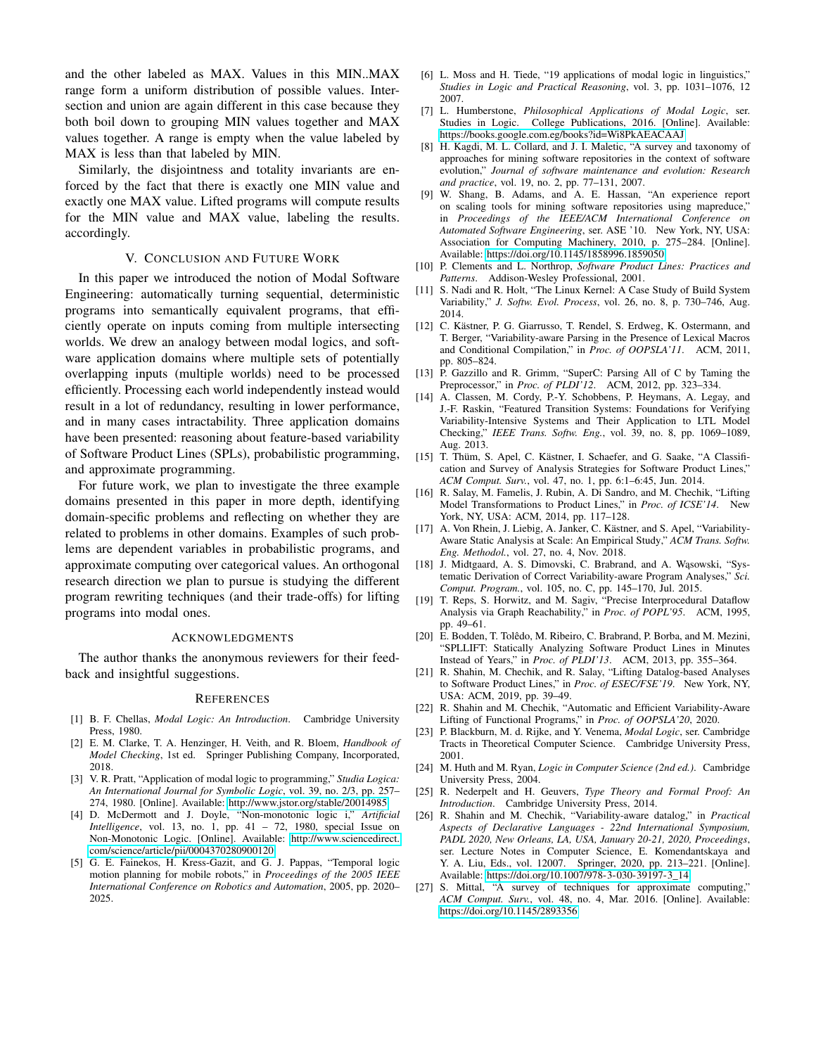and the other labeled as MAX. Values in this MIN..MAX range form a uniform distribution of possible values. Intersection and union are again different in this case because they both boil down to grouping MIN values together and MAX values together. A range is empty when the value labeled by MAX is less than that labeled by MIN.

Similarly, the disjointness and totality invariants are enforced by the fact that there is exactly one MIN value and exactly one MAX value. Lifted programs will compute results for the MIN value and MAX value, labeling the results. accordingly.

## V. Conclusion and Future Work

In this paper we introduced the notion of Modal Software Engineering: automatically turning sequential, deterministic programs into semantically equivalent programs, that efficiently operate on inputs coming from multiple intersecting worlds. We drew an analogy between modal logics, and software application domains where multiple sets of potentially overlapping inputs (multiple worlds) need to be processed efficiently. Processing each world independently instead would result in a lot of redundancy, resulting in lower performance, and in many cases intractability. Three application domains have been presented: reasoning about feature-based variability of Software Product Lines (SPLs), probabilistic programming, and approximate programming.

For future work, we plan to investigate the three example domains presented in this paper in more depth, identifying domain-specific problems and reflecting on whether they are related to problems in other domains. Examples of such problems are dependent variables in probabilistic programs, and approximate computing over categorical values. An orthogonal research direction we plan to pursue is studying the different program rewriting techniques (and their trade-offs) for lifting programs into modal ones.

## Acknowledgments

The author thanks the anonymous reviewers for their feedback and insightful suggestions.

## References

[1] B. F. Chellas, *Modal Logic: An Introduction*. Cambridge University Press, 1980.

[2] E. M. Clarke, T. A. Henzinger, H. Veith, and R. Bloem, *Handbook of Model Checking*, 1st ed. Springer Publishing Company, Incorporated, 2018.

[3] V. R. Pratt, "Application of modal logic to programming," *Studia Logica: An International Journal for Symbolic Logic*, vol. 39, no. 2/3, pp. 257–274, 1980. [Online]. Available: http://www.jstor.org/stable/20014985

[4] D. McDermott and J. Doyle, "Non-monotonic logic i," *Artificial Intelligence*, vol. 13, no. 1, pp. 41 – 72, 1980, special Issue on Non-Monotonic Logic. [Online]. Available: http://www.sciencedirect.com/science/article/pii/0004370280900120

[5] G. E. Fainekos, H. Kress-Gazit, and G. J. Pappas, "Temporal logic motion planning for mobile robots," in *Proceedings of the 2005 IEEE International Conference on Robotics and Automation*, 2005, pp. 2020–2025.

[6] L. Moss and H. Tiede, "19 applications of modal logic in linguistics," *Studies in Logic and Practical Reasoning*, vol. 3, pp. 1031–1076, 12 2007.

[7] L. Humberstone, *Philosophical Applications of Modal Logic*, ser. Studies in Logic. College Publications, 2016. [Online]. Available: https://books.google.com.eg/books?id=Wi8PkAEACAAJ

[8] H. Kagdi, M. L. Collard, and J. I. Maletic, "A survey and taxonomy of approaches for mining software repositories in the context of software evolution," *Journal of software maintenance and evolution: Research and practice*, vol. 19, no. 2, pp. 77–131, 2007.

[9] W. Shang, B. Adams, and A. E. Hassan, "An experience report on scaling tools for mining software repositories using mapreduce," in *Proceedings of the IEEE/ACM International Conference on Automated Software Engineering*, ser. ASE '10. New York, NY, USA: Association for Computing Machinery, 2010, p. 275–284. [Online]. Available: https://doi.org/10.1145/1858996.1859050

[10] P. Clements and L. Northrop, *Software Product Lines: Practices and Patterns*. Addison-Wesley Professional, 2001.

[11] S. Nadi and R. Holt, "The Linux Kernel: A Case Study of Build System Variability," *J. Softw. Evol. Process*, vol. 26, no. 8, p. 730–746, Aug. 2014.

[12] C. Kästner, P. G. Giarrusso, T. Rendel, S. Erdweg, K. Ostermann, and T. Berger, "Variability-aware Parsing in the Presence of Lexical Macros and Conditional Compilation," in *Proc. of OOPSLA'11*. ACM, 2011, pp. 805–824.

[13] P. Gazzillo and R. Grimm, "SuperC: Parsing All of C by Taming the Preprocessor," in *Proc. of PLDI'12*. ACM, 2012, pp. 323–334.

[14] A. Classen, M. Cordy, P.-Y. Schobbens, P. Heymans, A. Legay, and J.-F. Raskin, "Featured Transition Systems: Foundations for Verifying Variability-Intensive Systems and Their Application to LTL Model Checking," *IEEE Trans. Softw. Eng.*, vol. 39, no. 8, pp. 1069–1089, Aug. 2013.

[15] T. Thüm, S. Apel, C. Kästner, I. Schaefer, and G. Saake, "A Classification and Survey of Analysis Strategies for Software Product Lines," *ACM Comput. Surv.*, vol. 47, no. 1, pp. 6:1–6:45, Jun. 2014.

[16] R. Salay, M. Famelis, J. Rubin, A. Di Sandro, and M. Chechik, "Lifting Model Transformations to Product Lines," in *Proc. of ICSE'14*. New York, NY, USA: ACM, 2014, pp. 117–128.

[17] A. Von Rhein, J. Liebig, A. Janker, C. Kästner, and S. Apel, "Variability-Aware Static Analysis at Scale: An Empirical Study," *ACM Trans. Softw. Eng. Methodol.*, vol. 27, no. 4, Nov. 2018.

[18] J. Midtgaard, A. S. Dimovski, C. Brabrand, and A. Wąsowski, "Systematic Derivation of Correct Variability-aware Program Analyses," *Sci. Comput. Program.*, vol. 105, no. C, pp. 145–170, Jul. 2015.

[19] T. Reps, S. Horwitz, and M. Sagiv, "Precise Interprocedural Dataflow Analysis via Graph Reachability," in *Proc. of POPL'95*. ACM, 1995, pp. 49–61.

[20] E. Bodden, T. Tolêdo, M. Ribeiro, C. Brabrand, P. Borba, and M. Mezini, "SPLLIFT: Statically Analyzing Software Product Lines in Minutes Instead of Years," in *Proc. of PLDI'13*. ACM, 2013, pp. 355–364.

[21] R. Shahin, M. Chechik, and R. Salay, "Lifting Datalog-based Analyses to Software Product Lines," in *Proc. of ESEC/FSE'19*. New York, NY, USA: ACM, 2019, pp. 39–49.

[22] R. Shahin and M. Chechik, "Automatic and Efficient Variability-Aware Lifting of Functional Programs," in *Proc. of OOPSLA'20*, 2020.

[23] P. Blackburn, M. d. Rijke, and Y. Venema, *Modal Logic*, ser. Cambridge Tracts in Theoretical Computer Science. Cambridge University Press, 2001.

[24] M. Huth and M. Ryan, *Logic in Computer Science (2nd ed.)*. Cambridge University Press, 2004.

[25] R. Nederpelt and H. Geuvers, *Type Theory and Formal Proof: An Introduction*. Cambridge University Press, 2014.

[26] R. Shahin and M. Chechik, "Variability-aware datalog," in *Practical Aspects of Declarative Languages - 22nd International Symposium, PADL 2020, New Orleans, LA, USA, January 20-21, 2020, Proceedings*, ser. Lecture Notes in Computer Science, E. Komendantskaya and Y. A. Liu, Eds., vol. 12007. Springer, 2020, pp. 213–221. [Online]. Available: https://doi.org/10.1007/978-3-030-39197-3_14

[27] S. Mittal, "A survey of techniques for approximate computing," *ACM Comput. Surv.*, vol. 48, no. 4, Mar. 2016. [Online]. Available: https://doi.org/10.1145/2893356